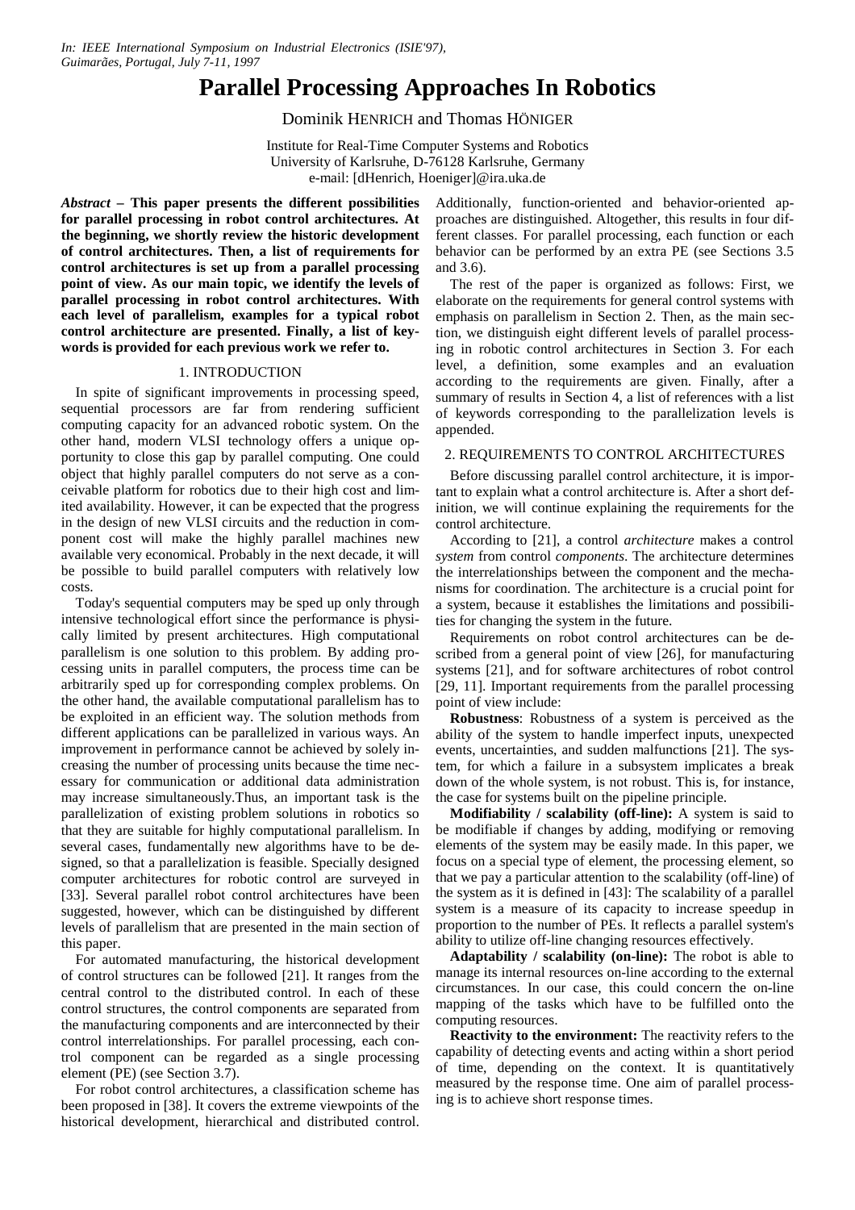*In: IEEE International Symposium on Industrial Electronics (ISIE'97), Guimarães, Portugal, July 7-11, 1997*

# Parallel Processing Approaches In Robotics

Dominik HENRICH and Thomas HÖNIGER

Institute for Real-Time Computer Systems and Robotics
University of Karlsruhe, D-76128 Karlsruhe, Germany
e-mail: [dHenrich, Hoeniger]@ira.uka.de

***Abstract* – This paper presents the different possibilities for parallel processing in robot control architectures. At the beginning, we shortly review the historic development of control architectures. Then, a list of requirements for control architectures is set up from a parallel processing point of view. As our main topic, we identify the levels of parallel processing in robot control architectures. With each level of parallelism, examples for a typical robot control architecture are presented. Finally, a list of keywords is provided for each previous work we refer to.**

## 1. INTRODUCTION

In spite of significant improvements in processing speed, sequential processors are far from rendering sufficient computing capacity for an advanced robotic system. On the other hand, modern VLSI technology offers a unique opportunity to close this gap by parallel computing. One could object that highly parallel computers do not serve as a conceivable platform for robotics due to their high cost and limited availability. However, it can be expected that the progress in the design of new VLSI circuits and the reduction in component cost will make the highly parallel machines new available very economical. Probably in the next decade, it will be possible to build parallel computers with relatively low costs.

Today's sequential computers may be sped up only through intensive technological effort since the performance is physically limited by present architectures. High computational parallelism is one solution to this problem. By adding processing units in parallel computers, the process time can be arbitrarily sped up for corresponding complex problems. On the other hand, the available computational parallelism has to be exploited in an efficient way. The solution methods from different applications can be parallelized in various ways. An improvement in performance cannot be achieved by solely increasing the number of processing units because the time necessary for communication or additional data administration may increase simultaneously.Thus, an important task is the parallelization of existing problem solutions in robotics so that they are suitable for highly computational parallelism. In several cases, fundamentally new algorithms have to be designed, so that a parallelization is feasible. Specially designed computer architectures for robotic control are surveyed in [33]. Several parallel robot control architectures have been suggested, however, which can be distinguished by different levels of parallelism that are presented in the main section of this paper.

For automated manufacturing, the historical development of control structures can be followed [21]. It ranges from the central control to the distributed control. In each of these control structures, the control components are separated from the manufacturing components and are interconnected by their control interrelationships. For parallel processing, each control component can be regarded as a single processing element (PE) (see Section 3.7).

For robot control architectures, a classification scheme has been proposed in [38]. It covers the extreme viewpoints of the historical development, hierarchical and distributed control. Additionally, function-oriented and behavior-oriented approaches are distinguished. Altogether, this results in four different classes. For parallel processing, each function or each behavior can be performed by an extra PE (see Sections 3.5 and 3.6).

The rest of the paper is organized as follows: First, we elaborate on the requirements for general control systems with emphasis on parallelism in Section 2. Then, as the main section, we distinguish eight different levels of parallel processing in robotic control architectures in Section 3. For each level, a definition, some examples and an evaluation according to the requirements are given. Finally, after a summary of results in Section 4, a list of references with a list of keywords corresponding to the parallelization levels is appended.

## 2. REQUIREMENTS TO CONTROL ARCHITECTURES

Before discussing parallel control architecture, it is important to explain what a control architecture is. After a short definition, we will continue explaining the requirements for the control architecture.

According to [21], a control *architecture* makes a control *system* from control *components*. The architecture determines the interrelationships between the component and the mechanisms for coordination. The architecture is a crucial point for a system, because it establishes the limitations and possibilities for changing the system in the future.

Requirements on robot control architectures can be described from a general point of view [26], for manufacturing systems [21], and for software architectures of robot control [29, 11]. Important requirements from the parallel processing point of view include:

**Robustness**: Robustness of a system is perceived as the ability of the system to handle imperfect inputs, unexpected events, uncertainties, and sudden malfunctions [21]. The system, for which a failure in a subsystem implicates a break down of the whole system, is not robust. This is, for instance, the case for systems built on the pipeline principle.

**Modifiability / scalability (off-line):** A system is said to be modifiable if changes by adding, modifying or removing elements of the system may be easily made. In this paper, we focus on a special type of element, the processing element, so that we pay a particular attention to the scalability (off-line) of the system as it is defined in [43]: The scalability of a parallel system is a measure of its capacity to increase speedup in proportion to the number of PEs. It reflects a parallel system's ability to utilize off-line changing resources effectively.

**Adaptability / scalability (on-line):** The robot is able to manage its internal resources on-line according to the external circumstances. In our case, this could concern the on-line mapping of the tasks which have to be fulfilled onto the computing resources.

**Reactivity to the environment:** The reactivity refers to the capability of detecting events and acting within a short period of time, depending on the context. It is quantitatively measured by the response time. One aim of parallel processing is to achieve short response times.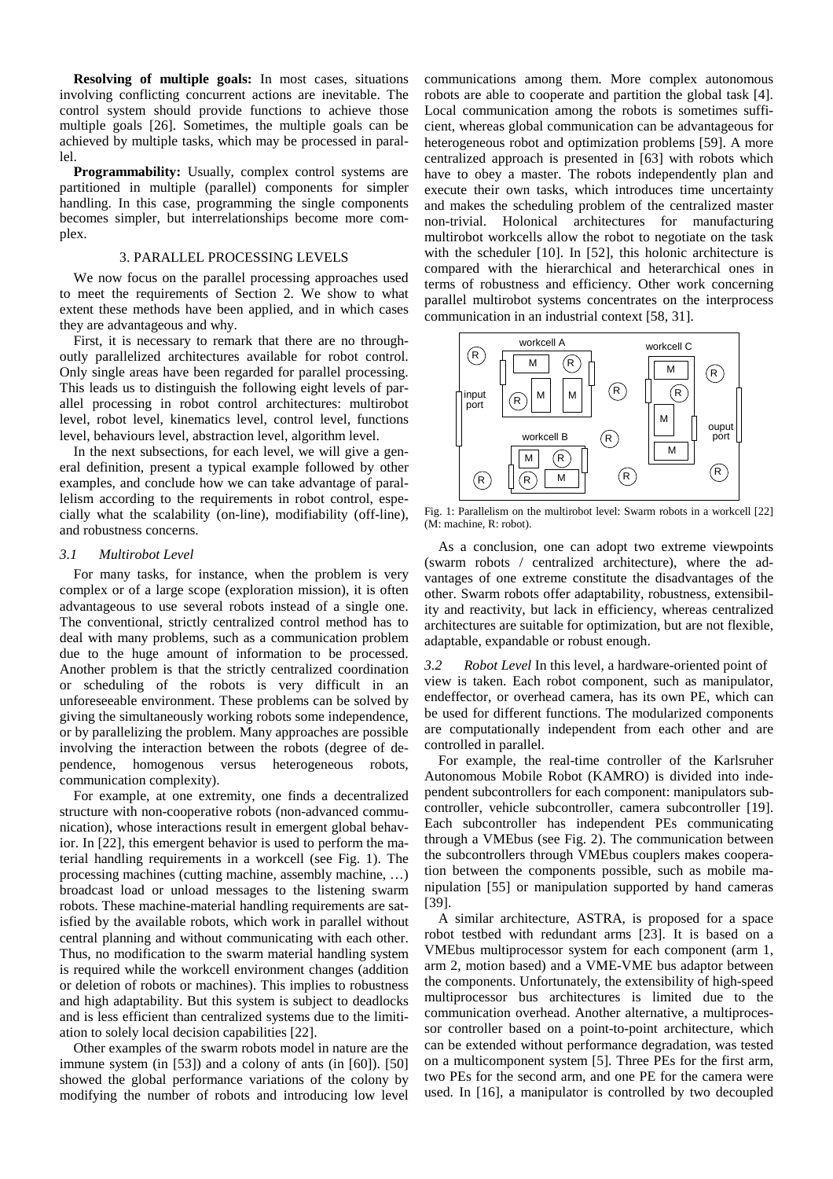**Resolving of multiple goals:** In most cases, situations involving conflicting concurrent actions are inevitable. The control system should provide functions to achieve those multiple goals [26]. Sometimes, the multiple goals can be achieved by multiple tasks, which may be processed in parallel.

**Programmability:** Usually, complex control systems are partitioned in multiple (parallel) components for simpler handling. In this case, programming the single components becomes simpler, but interrelationships become more complex.

## 3. PARALLEL PROCESSING LEVELS

We now focus on the parallel processing approaches used to meet the requirements of Section 2. We show to what extent these methods have been applied, and in which cases they are advantageous and why.

First, it is necessary to remark that there are no throughoutly parallelized architectures available for robot control. Only single areas have been regarded for parallel processing. This leads us to distinguish the following eight levels of parallel processing in robot control architectures: multirobot level, robot level, kinematics level, control level, functions level, behaviours level, abstraction level, algorithm level.

In the next subsections, for each level, we will give a general definition, present a typical example followed by other examples, and conclude how we can take advantage of parallelism according to the requirements in robot control, especially what the scalability (on-line), modifiability (off-line), and robustness concerns.

### *3.1 Multirobot Level*

For many tasks, for instance, when the problem is very complex or of a large scope (exploration mission), it is often advantageous to use several robots instead of a single one. The conventional, strictly centralized control method has to deal with many problems, such as a communication problem due to the huge amount of information to be processed. Another problem is that the strictly centralized coordination or scheduling of the robots is very difficult in an unforeseeable environment. These problems can be solved by giving the simultaneously working robots some independence, or by parallelizing the problem. Many approaches are possible involving the interaction between the robots (degree of dependence, homogenous versus heterogeneous robots, communication complexity).

For example, at one extremity, one finds a decentralized structure with non-cooperative robots (non-advanced communication), whose interactions result in emergent global behavior. In [22], this emergent behavior is used to perform the material handling requirements in a workcell (see Fig. 1). The processing machines (cutting machine, assembly machine, …) broadcast load or unload messages to the listening swarm robots. These machine-material handling requirements are satisfied by the available robots, which work in parallel without central planning and without communicating with each other. Thus, no modification to the swarm material handling system is required while the workcell environment changes (addition or deletion of robots or machines). This implies to robustness and high adaptability. But this system is subject to deadlocks and is less efficient than centralized systems due to the limitiation to solely local decision capabilities [22].

Other examples of the swarm robots model in nature are the immune system (in [53]) and a colony of ants (in [60]). [50] showed the global performance variations of the colony by modifying the number of robots and introducing low level communications among them. More complex autonomous robots are able to cooperate and partition the global task [4]. Local communication among the robots is sometimes sufficient, whereas global communication can be advantageous for heterogeneous robot and optimization problems [59]. A more centralized approach is presented in [63] with robots which have to obey a master. The robots independently plan and execute their own tasks, which introduces time uncertainty and makes the scheduling problem of the centralized master non-trivial. Holonical architectures for manufacturing multirobot workcells allow the robot to negotiate on the task with the scheduler [10]. In [52], this holonic architecture is compared with the hierarchical and heterarchical ones in terms of robustness and efficiency. Other work concerning parallel multirobot systems concentrates on the interprocess communication in an industrial context [58, 31].

Fig. 1: Parallelism on the multirobot level: Swarm robots in a workcell [22] (M: machine, R: robot).

As a conclusion, one can adopt two extreme viewpoints (swarm robots / centralized architecture), where the advantages of one extreme constitute the disadvantages of the other. Swarm robots offer adaptability, robustness, extensibility and reactivity, but lack in efficiency, whereas centralized architectures are suitable for optimization, but are not flexible, adaptable, expandable or robust enough.

### *3.2 Robot Level*

In this level, a hardware-oriented point of view is taken. Each robot component, such as manipulator, endeffector, or overhead camera, has its own PE, which can be used for different functions. The modularized components are computationally independent from each other and are controlled in parallel.

For example, the real-time controller of the Karlsruher Autonomous Mobile Robot (KAMRO) is divided into independent subcontrollers for each component: manipulators subcontroller, vehicle subcontroller, camera subcontroller [19]. Each subcontroller has independent PEs communicating through a VMEbus (see Fig. 2). The communication between the subcontrollers through VMEbus couplers makes cooperation between the components possible, such as mobile manipulation [55] or manipulation supported by hand cameras [39].

A similar architecture, ASTRA, is proposed for a space robot testbed with redundant arms [23]. It is based on a VMEbus multiprocessor system for each component (arm 1, arm 2, motion based) and a VME-VME bus adaptor between the components. Unfortunately, the extensibility of high-speed multiprocessor bus architectures is limited due to the communication overhead. Another alternative, a multiprocessor controller based on a point-to-point architecture, which can be extended without performance degradation, was tested on a multicomponent system [5]. Three PEs for the first arm, two PEs for the second arm, and one PE for the camera were used. In [16], a manipulator is controlled by two decoupled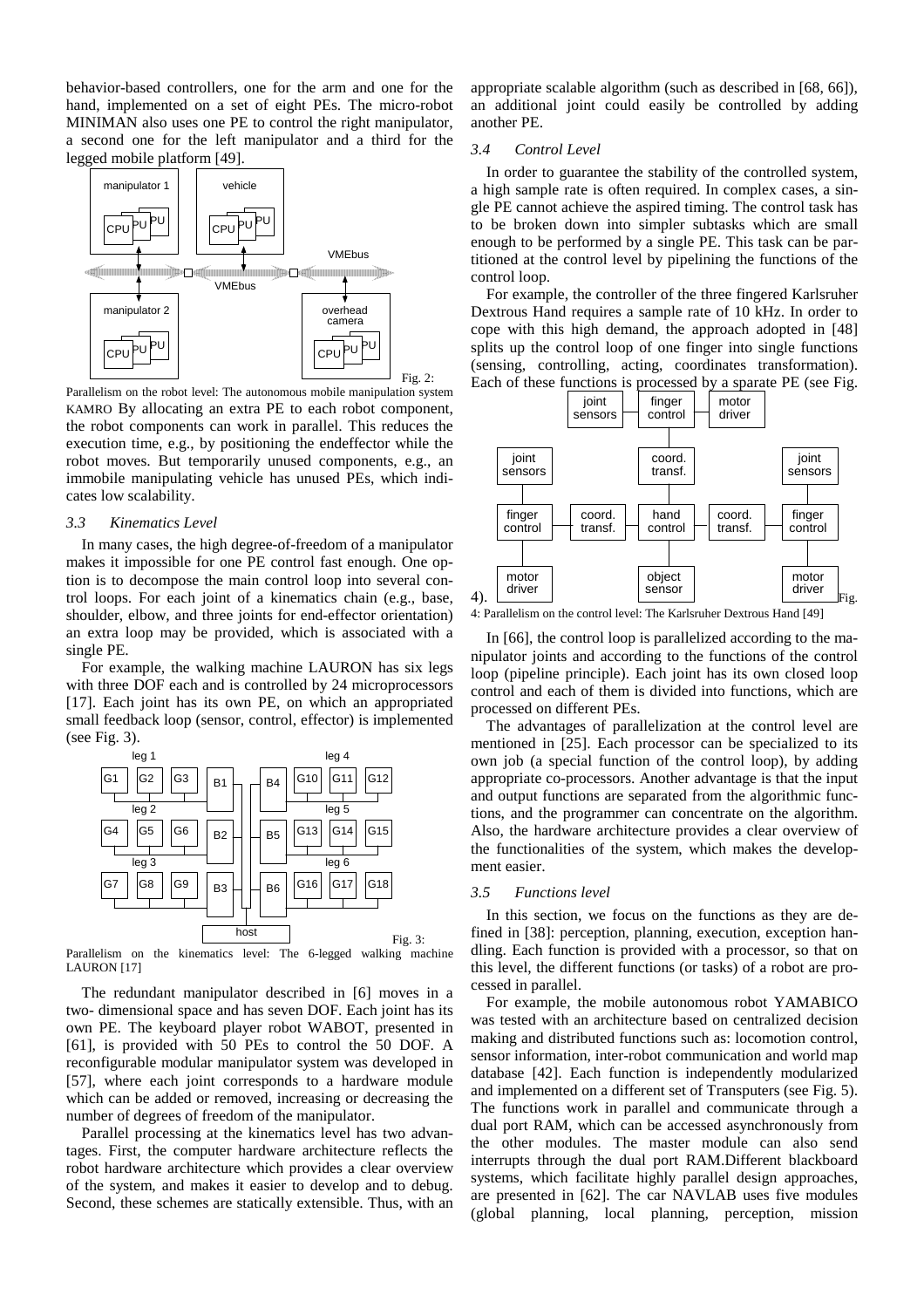behavior-based controllers, one for the arm and one for the hand, implemented on a set of eight PEs. The micro-robot MINIMAN also uses one PE to control the right manipulator, a second one for the left manipulator and a third for the legged mobile platform [49].

Fig. 2: Parallelism on the robot level: The autonomous mobile manipulation system KAMRO

By allocating an extra PE to each robot component, the robot components can work in parallel. This reduces the execution time, e.g., by positioning the endeffector while the robot moves. But temporarily unused components, e.g., an immobile manipulating vehicle has unused PEs, which indicates low scalability.

### 3.3 Kinematics Level

In many cases, the high degree-of-freedom of a manipulator makes it impossible for one PE control fast enough. One option is to decompose the main control loop into several control loops. For each joint of a kinematics chain (e.g., base, shoulder, elbow, and three joints for end-effector orientation) an extra loop may be provided, which is associated with a single PE.

For example, the walking machine LAURON has six legs with three DOF each and is controlled by 24 microprocessors [17]. Each joint has its own PE, on which an appropriated small feedback loop (sensor, control, effector) is implemented (see Fig. 3).

Fig. 3: Parallelism on the kinematics level: The 6-legged walking machine LAURON [17]

The redundant manipulator described in [6] moves in a two- dimensional space and has seven DOF. Each joint has its own PE. The keyboard player robot WABOT, presented in [61], is provided with 50 PEs to control the 50 DOF. A reconfigurable modular manipulator system was developed in [57], where each joint corresponds to a hardware module which can be added or removed, increasing or decreasing the number of degrees of freedom of the manipulator.

Parallel processing at the kinematics level has two advantages. First, the computer hardware architecture reflects the robot hardware architecture which provides a clear overview of the system, and makes it easier to develop and to debug. Second, these schemes are statically extensible. Thus, with an appropriate scalable algorithm (such as described in [68, 66]), an additional joint could easily be controlled by adding another PE.

### 3.4 Control Level

In order to guarantee the stability of the controlled system, a high sample rate is often required. In complex cases, a single PE cannot achieve the aspired timing. The control task has to be broken down into simpler subtasks which are small enough to be performed by a single PE. This task can be partitioned at the control level by pipelining the functions of the control loop.

For example, the controller of the three fingered Karlsruher Dextrous Hand requires a sample rate of 10 kHz. In order to cope with this high demand, the approach adopted in [48] splits up the control loop of one finger into single functions (sensing, controlling, acting, coordinates transformation). Each of these functions is processed by a sparate PE (see Fig. 4).

Fig. 4: Parallelism on the control level: The Karlsruher Dextrous Hand [49]

In [66], the control loop is parallelized according to the manipulator joints and according to the functions of the control loop (pipeline principle). Each joint has its own closed loop control and each of them is divided into functions, which are processed on different PEs.

The advantages of parallelization at the control level are mentioned in [25]. Each processor can be specialized to its own job (a special function of the control loop), by adding appropriate co-processors. Another advantage is that the input and output functions are separated from the algorithmic functions, and the programmer can concentrate on the algorithm. Also, the hardware architecture provides a clear overview of the functionalities of the system, which makes the development easier.

### 3.5 Functions level

In this section, we focus on the functions as they are defined in [38]: perception, planning, execution, exception handling. Each function is provided with a processor, so that on this level, the different functions (or tasks) of a robot are processed in parallel.

For example, the mobile autonomous robot YAMABICO was tested with an architecture based on centralized decision making and distributed functions such as: locomotion control, sensor information, inter-robot communication and world map database [42]. Each function is independently modularized and implemented on a different set of Transputers (see Fig. 5). The functions work in parallel and communicate through a dual port RAM, which can be accessed asynchronously from the other modules. The master module can also send interrupts through the dual port RAM.Different blackboard systems, which facilitate highly parallel design approaches, are presented in [62]. The car NAVLAB uses five modules (global planning, local planning, perception, mission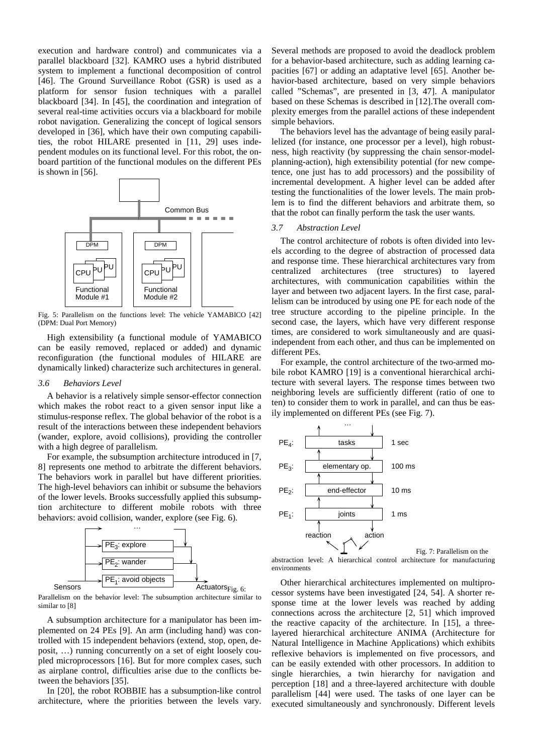execution and hardware control) and communicates via a parallel blackboard [32]. KAMRO uses a hybrid distributed system to implement a functional decomposition of control [46]. The Ground Surveillance Robot (GSR) is used as a platform for sensor fusion techniques with a parallel blackboard [34]. In [45], the coordination and integration of several real-time activities occurs via a blackboard for mobile robot navigation. Generalizing the concept of logical sensors developed in [36], which have their own computing capabilities, the robot HILARE presented in [11, 29] uses independent modules on its functional level. For this robot, the onboard partition of the functional modules on the different PEs is shown in [56].

Fig. 5: Parallelism on the functions level: The vehicle YAMABICO [42] (DPM: Dual Port Memory)

High extensibility (a functional module of YAMABICO can be easily removed, replaced or added) and dynamic reconfiguration (the functional modules of HILARE are dynamically linked) characterize such architectures in general.

### 3.6 *Behaviors Level*

A behavior is a relatively simple sensor-effector connection which makes the robot react to a given sensor input like a stimulus-response reflex. The global behavior of the robot is a result of the interactions between these independent behaviors (wander, explore, avoid collisions), providing the controller with a high degree of parallelism.

For example, the subsumption architecture introduced in [7, 8] represents one method to arbitrate the different behaviors. The behaviors work in parallel but have different priorities. The high-level behaviors can inhibit or subsume the behaviors of the lower levels. Brooks successfully applied this subsumption architecture to different mobile robots with three behaviors: avoid collision, wander, explore (see Fig. 6).

Fig. 6: Parallelism on the behavior level: The subsumption architecture similar to [8]

A subsumption architecture for a manipulator has been implemented on 24 PEs [9]. An arm (including hand) was controlled with 15 independent behaviors (extend, stop, open, deposit, …) running concurrently on a set of eight loosely coupled microprocessors [16]. But for more complex cases, such as airplane control, difficulties arise due to the conflicts between the behaviors [35].

In [20], the robot ROBBIE has a subsumption-like control architecture, where the priorities between the levels vary. Several methods are proposed to avoid the deadlock problem for a behavior-based architecture, such as adding learning capacities [67] or adding an adaptative level [65]. Another behavior-based architecture, based on very simple behaviors called "Schemas", are presented in [3, 47]. A manipulator based on these Schemas is described in [12].The overall complexity emerges from the parallel actions of these independent simple behaviors.

The behaviors level has the advantage of being easily parallelized (for instance, one processor per a level), high robustness, high reactivity (by suppressing the chain sensor-model-planning-action), high extensibility potential (for new competence, one just has to add processors) and the possibility of incremental development. A higher level can be added after testing the functionalities of the lower levels. The main problem is to find the different behaviors and arbitrate them, so that the robot can finally perform the task the user wants.

### 3.7 *Abstraction Level*

The control architecture of robots is often divided into levels according to the degree of abstraction of processed data and response time. These hierarchical architectures vary from centralized architectures (tree structures) to layered architectures, with communication capabilities within the layer and between two adjacent layers. In the first case, parallelism can be introduced by using one PE for each node of the tree structure according to the pipeline principle. In the second case, the layers, which have very different response times, are considered to work simultaneously and are quasi-independent from each other, and thus can be implemented on different PEs.

For example, the control architecture of the two-armed mobile robot KAMRO [19] is a conventional hierarchical architecture with several layers. The response times between two neighboring levels are sufficiently different (ratio of one to ten) to consider them to work in parallel, and can thus be easily implemented on different PEs (see Fig. 7).

Fig. 7: Parallelism on the abstraction level: A hierarchical control architecture for manufacturing environments

Other hierarchical architectures implemented on multiprocessor systems have been investigated [24, 54]. A shorter response time at the lower levels was reached by adding connections across the architecture [2, 51] which improved the reactive capacity of the architecture. In [15], a three-layered hierarchical architecture ANIMA (Architecture for Natural Intelligence in Machine Applications) which exhibits reflexive behaviors is implemented on five processors, and can be easily extended with other processors. In addition to single hierarchies, a twin hierarchy for navigation and perception [18] and a three-layered architecture with double parallelism [44] were used. The tasks of one layer can be executed simultaneously and synchronously. Different levels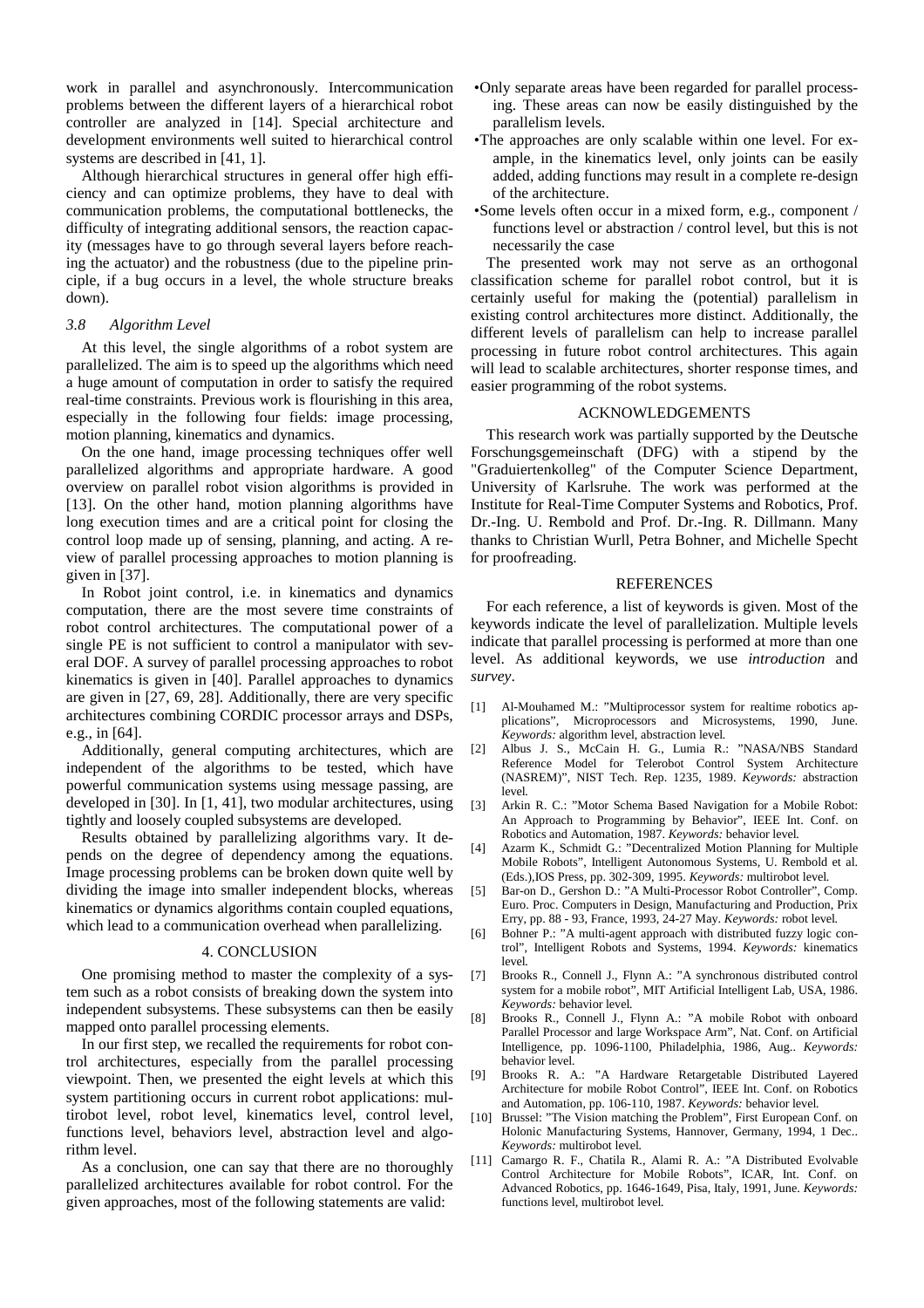work in parallel and asynchronously. Intercommunication problems between the different layers of a hierarchical robot controller are analyzed in [14]. Special architecture and development environments well suited to hierarchical control systems are described in [41, 1].

Although hierarchical structures in general offer high efficiency and can optimize problems, they have to deal with communication problems, the computational bottlenecks, the difficulty of integrating additional sensors, the reaction capacity (messages have to go through several layers before reaching the actuator) and the robustness (due to the pipeline principle, if a bug occurs in a level, the whole structure breaks down).

### *3.8 Algorithm Level*

At this level, the single algorithms of a robot system are parallelized. The aim is to speed up the algorithms which need a huge amount of computation in order to satisfy the required real-time constraints. Previous work is flourishing in this area, especially in the following four fields: image processing, motion planning, kinematics and dynamics.

On the one hand, image processing techniques offer well parallelized algorithms and appropriate hardware. A good overview on parallel robot vision algorithms is provided in [13]. On the other hand, motion planning algorithms have long execution times and are a critical point for closing the control loop made up of sensing, planning, and acting. A review of parallel processing approaches to motion planning is given in [37].

In Robot joint control, i.e. in kinematics and dynamics computation, there are the most severe time constraints of robot control architectures. The computational power of a single PE is not sufficient to control a manipulator with several DOF. A survey of parallel processing approaches to robot kinematics is given in [40]. Parallel approaches to dynamics are given in [27, 69, 28]. Additionally, there are very specific architectures combining CORDIC processor arrays and DSPs, e.g., in [64].

Additionally, general computing architectures, which are independent of the algorithms to be tested, which have powerful communication systems using message passing, are developed in [30]. In [1, 41], two modular architectures, using tightly and loosely coupled subsystems are developed.

Results obtained by parallelizing algorithms vary. It depends on the degree of dependency among the equations. Image processing problems can be broken down quite well by dividing the image into smaller independent blocks, whereas kinematics or dynamics algorithms contain coupled equations, which lead to a communication overhead when parallelizing.

## 4. CONCLUSION

One promising method to master the complexity of a system such as a robot consists of breaking down the system into independent subsystems. These subsystems can then be easily mapped onto parallel processing elements.

In our first step, we recalled the requirements for robot control architectures, especially from the parallel processing viewpoint. Then, we presented the eight levels at which this system partitioning occurs in current robot applications: multirobot level, robot level, kinematics level, control level, functions level, behaviors level, abstraction level and algorithm level.

As a conclusion, one can say that there are no thoroughly parallelized architectures available for robot control. For the given approaches, most of the following statements are valid:

- Only separate areas have been regarded for parallel processing. These areas can now be easily distinguished by the parallelism levels.
- The approaches are only scalable within one level. For example, in the kinematics level, only joints can be easily added, adding functions may result in a complete re-design of the architecture.
- Some levels often occur in a mixed form, e.g., component / functions level or abstraction / control level, but this is not necessarily the case

The presented work may not serve as an orthogonal classification scheme for parallel robot control, but it is certainly useful for making the (potential) parallelism in existing control architectures more distinct. Additionally, the different levels of parallelism can help to increase parallel processing in future robot control architectures. This again will lead to scalable architectures, shorter response times, and easier programming of the robot systems.

## ACKNOWLEDGEMENTS

This research work was partially supported by the Deutsche Forschungsgemeinschaft (DFG) with a stipend by the "Graduiertenkolleg" of the Computer Science Department, University of Karlsruhe. The work was performed at the Institute for Real-Time Computer Systems and Robotics, Prof. Dr.-Ing. U. Rembold and Prof. Dr.-Ing. R. Dillmann. Many thanks to Christian Wurll, Petra Bohner, and Michelle Specht for proofreading.

## REFERENCES

For each reference, a list of keywords is given. Most of the keywords indicate the level of parallelization. Multiple levels indicate that parallel processing is performed at more than one level. As additional keywords, we use *introduction* and *survey*.

[1] Al-Mouhamed M.: "Multiprocessor system for realtime robotics applications", Microprocessors and Microsystems, 1990, June. *Keywords:* algorithm level, abstraction level.

[2] Albus J. S., McCain H. G., Lumia R.: "NASA/NBS Standard Reference Model for Telerobot Control System Architecture (NASREM)", NIST Tech. Rep. 1235, 1989. *Keywords:* abstraction level.

[3] Arkin R. C.: "Motor Schema Based Navigation for a Mobile Robot: An Approach to Programming by Behavior", IEEE Int. Conf. on Robotics and Automation, 1987. *Keywords:* behavior level.

[4] Azarm K., Schmidt G.: "Decentralized Motion Planning for Multiple Mobile Robots", Intelligent Autonomous Systems, U. Rembold et al. (Eds.),IOS Press, pp. 302-309, 1995. *Keywords:* multirobot level.

[5] Bar-on D., Gershon D.: "A Multi-Processor Robot Controller", Comp. Euro. Proc. Computers in Design, Manufacturing and Production, Prix Erry, pp. 88 - 93, France, 1993, 24-27 May. *Keywords:* robot level.

[6] Bohner P.: "A multi-agent approach with distributed fuzzy logic control", Intelligent Robots and Systems, 1994. *Keywords:* kinematics level.

[7] Brooks R., Connell J., Flynn A.: "A synchronous distributed control system for a mobile robot", MIT Artificial Intelligent Lab, USA, 1986. *Keywords:* behavior level.

[8] Brooks R., Connell J., Flynn A.: "A mobile Robot with onboard Parallel Processor and large Workspace Arm", Nat. Conf. on Artificial Intelligence, pp. 1096-1100, Philadelphia, 1986, Aug.. *Keywords:* behavior level.

[9] Brooks R. A.: "A Hardware Retargetable Distributed Layered Architecture for mobile Robot Control", IEEE Int. Conf. on Robotics and Automation, pp. 106-110, 1987. *Keywords:* behavior level.

[10] Brussel: "The Vision matching the Problem", First European Conf. on Holonic Manufacturing Systems, Hannover, Germany, 1994, 1 Dec.. *Keywords:* multirobot level.

[11] Camargo R. F., Chatila R., Alami R. A.: "A Distributed Evolvable Control Architecture for Mobile Robots", ICAR, Int. Conf. on Advanced Robotics, pp. 1646-1649, Pisa, Italy, 1991, June. *Keywords:* functions level, multirobot level.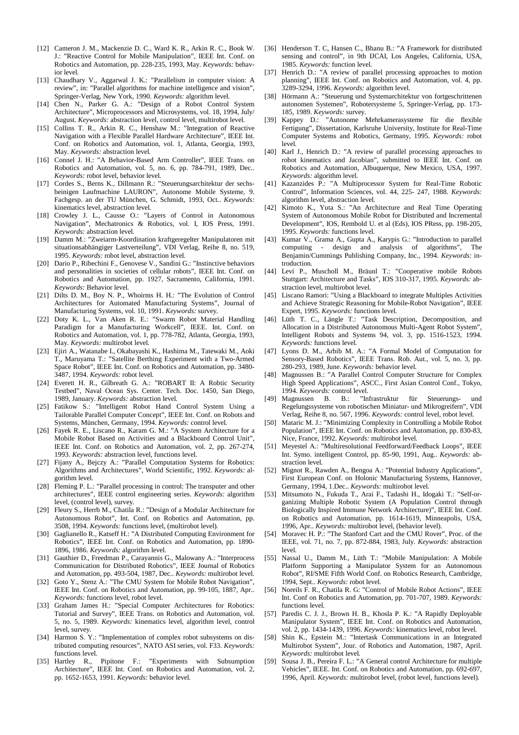[12] Cameron J. M., Mackenzie D. C., Ward K. R., Arkin R. C., Book W. J.: "Reactive Control for Mobile Manipulation", IEEE Int. Conf. on Robotics and Automation, pp. 228-235, 1993, May. *Keywords:* behavior level.

[13] Chaudhary V., Aggarwal J. K.: "Parallelism in computer vision: A review", in: "Parallel algorithms for machine intelligence and vision", Springer-Verlag, New York, 1990. *Keywords:* algorithm level.

[14] Chen N., Parker G. A.: "Design of a Robot Control System Architecture", Microprocessors and Microsystems, vol. 18, 1994, July/ August. *Keywords:* abstraction level, control level, multirobot level.

[15] Collins T. R., Arkin R. C., Henshaw M.: "Integration of Reactive Navigation with a Flexible Parallel Hardware Architecture", IEEE Int. Conf. on Robotics and Automation, vol. 1, Atlanta, Georgia, 1993, May. *Keywords:* abstraction level.

[16] Connel J. H.: "A Behavior-Based Arm Controller", IEEE Trans. on Robotics and Automation, vol. 5, no. 6, pp. 784-791, 1989, Dec.. *Keywords:* robot level, behavior level.

[17] Cordes S., Berns K., Dillmann R.: "Steuerungsarchitektur der sechsbeinigen Laufmachine LAURON", Autonome Mobile Systeme, 9. Fachgesp. an der TU München, G. Schmidt, 1993, Oct.. *Keywords:* kinematics level, abstraction level.

[18] Crowley J. L., Causse O.: "Layers of Control in Autonomous Navigation", Mechatronics & Robotics, vol. I, IOS Press, 1991. *Keywords:* abstraction level.

[19] Damm M.: "Zweiarm-Koordination kraftgeregelter Manipulatoren mit situationsabhängiger Lastverteilung", VDI Verlag, Reihe 8, no. 519, 1995. *Keywords:* robot level, abstraction level.

[20] Dario P., Ribechini F., Genovese V., Sandini G.: "Instinctive behaviors and personalities in societies of cellular robots", IEEE Int. Conf. on Robotics and Automation, pp. 1927, Sacramento, California, 1991. *Keywords:* Behavior level.

[21] Dilts D. M., Boy N. P., Whoirms H. H.: "The Evolution of Control Architectures for Automated Manufacturing Systems", Journal of Manufacturing Systems, vol. 10, 1991. *Keywords:* survey.

[22] Doty K. L., Van Aken R. E.: "Swarm Robot Material Handling Paradigm for a Manufacturing Workcell", IEEE. Int. Conf. on Robotics and Automation, vol. 1, pp. 778-782, Atlanta, Georgia, 1993, May. *Keywords:* multirobot level.

[23] Ejiri A., Watanabe I., Okabayashi K., Hashima M., Tatewaki M., Aoki T., Maruyama T.: "Satellite Berthing Experiment with a Two-Armed Space Robot", IEEE Int. Conf. on Robotics and Automation, pp. 3480-3487, 1994. *Keywords:* robot level.

[24] Everett H. R., Gilbreath G. A.: "ROBART II: A Robtic Security Testbed", Naval Ocean Sys. Center. Tech. Doc. 1450, San Diego, 1989, January. *Keywords:* abstraction level.

[25] Fatikow S.: "Intelligent Robot Hand Control System Using a Tailorable Parallel Computer Concept", IEEE Int. Conf. on Robots and Systems, München, Germany, 1994. *Keywords:* control level.

[26] Fayek R. E., Liscano R., Karam G. M.: "A System Architecture for a Mobile Robot Based on Activities and a Blackboard Control Unit", IEEE Int. Conf. on Robotics and Automation, vol. 2, pp. 267-274, 1993. *Keywords:* abstraction level, functions level.

[27] Fijany A., Bejczy A.: "Parallel Computation Systems for Robotics: Algorithms and Architectures", World Scientific, 1992. *Keywords:* algorithm level.

[28] Fleming P. L.: "Parallel processing in control: The transputer and other architectures", IEEE control engineering series. *Keywords:* algorithm level, (control level), survey.

[29] Fleury S., Herrb M., Chatila R.: "Design of a Modular Architecture for Autonomous Robot", Int. Conf. on Robotics and Automation, pp. 3508, 1994. *Keywords:* functions level, (multirobot level).

[30] Gaglianello R., Katseff H.: "A Distributed Computing Environment for Robotics", IEEE Int. Conf. on Robotics and Automation, pp. 1890-1896, 1986. *Keywords:* algorithm level.

[31] Gauthier D., Freedman P., Carayannis G., Malowany A.: "Interprocess Communication for Distributed Robotics", IEEE Journal of Robotics and Automation, pp. 493-504, 1987, Dec.. *Keywords:* multirobot level.

[32] Goto Y., Stenz A.: "The CMU System for Mobile Robot Navigation", IEEE Int. Conf. on Robotics and Automation, pp. 99-105, 1887, Apr.. *Keywords:* functions level, robot level.

[33] Graham James H.: "Special Computer Architectures for Robotics: Tutorial and Survey", IEEE Trans. on Robotics and Automation, vol. 5, no. 5, 1989. *Keywords:* kinematics level, algorithm level, control level, survey.

[34] Harmon S. Y.: "Implementation of complex robot subsystems on distributed computing resources", NATO ASI series, vol. F33. *Keywords:* functions level.

[35] Hartley R., Pipitone F.: "Experiments with Subsumption Architecture", IEEE Int. Conf. on Robotics and Automation, vol. 2, pp. 1652-1653, 1991. *Keywords:* behavior level.

[36] Henderson T. C, Hansen C., Bhanu B.: "A Framework for distributed sensing and control", in 9th IJCAI, Los Angeles, California, USA, 1985. *Keywords:* function level.

[37] Henrich D.: "A review of parallel processing approaches to motion planning", IEEE Int. Conf. on Robotics and Automation, vol. 4, pp. 3289-3294, 1996. *Keywords:* algorithm level.

[38] Hörmann A.: "Steuerung und Systemarchitektur von fortgeschrittenen autonomen Systemen", Robotersysteme 5, Springer-Verlag, pp. 173-185, 1989. *Keywords:* survey.

[39] Kappey D.: "Autonome Mehrkamerasysteme für die flexible Fertigung", Dissertation, Karlsruhe University, Institute for Real-Time Computer Systems and Robotics, Germany, 1995. *Keywords:* robot level.

[40] Karl J., Henrich D.: "A review of parallel processing approaches to robot kinematics and Jacobian", submitted to IEEE Int. Conf. on Robotics and Automation, Albuquerque, New Mexico, USA, 1997. *Keywords:* algorithm level.

[41] Kazanzides P.: "A Multiprocessor System for Real-Time Robotic Control", Information Sciences, vol. 44, 225- 247, 1988. *Keywords:* algorithm level, abstraction level.

[42] Kimoto K., Yuta S.: "An Architecture and Real Time Operating System of Autonomous Mobile Robot for Distributed and Incremental Development", IOS, Rembold U. et al (Eds), IOS PRess, pp. 198-205, 1995. *Keywords:* functions level.

[43] Kumar V., Grama A., Gupta A., Karypis G.: "Introduction to parallel computing - design and analysis of algorithms", The Benjamin/Cummings Publishing Company, Inc., 1994. *Keywords:* introduction.

[44] Levi P., Muscholl M., Bräunl T.: "Cooperative mobile Robots Stuttgart: Architecture and Tasks", IOS 310-317, 1995. *Keywords:* abstraction level, multirobot level.

[45] Liscano Ramori: "Using a Blackboard to integrate Multiples Activities and Achieve Strategic Reasoning for Mobile-Robot Navigation", IEEE Expert, 1995. *Keywords:* functions level.

[46] Lüth T. C., Längle T.: "Task Description, Decomposition, and Allocation in a Distributed Autonomous Multi-Agent Robot System", Intelligent Robots and Systems 94, vol. 3, pp. 1516-1523, 1994. *Keywords:* functions level.

[47] Lyons D. M., Arbib M. A.: "A Formal Model of Computation for Sensory-Based Robotics", IEEE Trans. Rob. Aut., vol. 5, no. 3, pp. 280-293, 1989, June. *Keywords:* behavior level.

[48] Magnussen B.: "A Parallel Control Computer Structure for Complex High Speed Applications", ASCC., First Asian Control Conf., Tokyo, 1994. *Keywords:* control level.

[49] Magnussen B. B.: "Infrastruktur für Steuerungs- und Regelungssysteme von robotischen Miniatur- und Mikrogreifern", VDI Verlag, Reihe 8, no. 567, 1996. *Keywords:* control level, robot level.

[50] Mataric M. J.: "Minimizing Complexity in Controlling a Mobile Robot Population", IEEE Int. Conf. on Robotics and Automation, pp. 830-83, Nice, France, 1992. *Keywords:* multirobot level.

[51] Meyestel A.: "Multiresolutional Feedforward/Feedback Loops", IEEE Int. Symo. intelligent Control, pp. 85-90, 1991, Aug.. *Keywords:* abstraction level.

[52] Mignot R., Rawden A., Bengoa A.: "Potential Industry Applications", First European Conf. on Holonic Manufacturing Systems, Hannover, Germany, 1994, 1.Dec.. *Keywords:* multirobot level.

[53] Mitsumoto N., Fukuda T., Arai F., Tadashi H., Idogaki T.: "Self-organizing Multiple Robotic System (A Population Control through Biologically Inspired Immune Network Architecture)", IEEE Int. Conf. on Robotics and Automation, pp. 1614-1619, Minneapolis, USA, 1996, Apr.. *Keywords:* multirobot level, (behavior level).

[54] Moravec H. P.: "The Stanford Cart and the CMU Rover", Proc. of the IEEE, vol. 71, no. 7, pp. 872-884, 1983, July. *Keywords:* abstraction level.

[55] Nassal U., Damm M., Lüth T.: "Mobile Manipulation: A Mobile Platform Supporting a Manipulator System for an Autonomous Robot", RI/SME Fifth World Conf. on Robotics Research, Cambridge, 1994, Sept.. *Keywords:* robot level.

[56] Noreils F. R., Chatila R. G: "Control of Mobile Robot Actions", IEEE Int Conf on Robotics and Automation, pp. 701-707, 1989. *Keywords:* functions level.

[57] Paredis C. J. J., Brown H. B., Khosla P. K.: "A Rapidly Deployable Manipulator System", IEEE Int. Conf. on Robotics and Automation, vol. 2, pp. 1434-1439, 1996. *Keywords:* kinematics level, robot level.

[58] Shin K., Epstein M.: "Intertask Communications in an Integrated Multirobot System", Jour. of Robotics and Automation, 1987, April. *Keywords:* multirobot level.

[59] Sousa J. B., Pereira F. L.: "A General control Architecture for multiple Vehicles", IEEE. Int. Conf. on Robotics and Automation, pp. 692-697, 1996, April. *Keywords:* multirobot level, (robot level, functions level).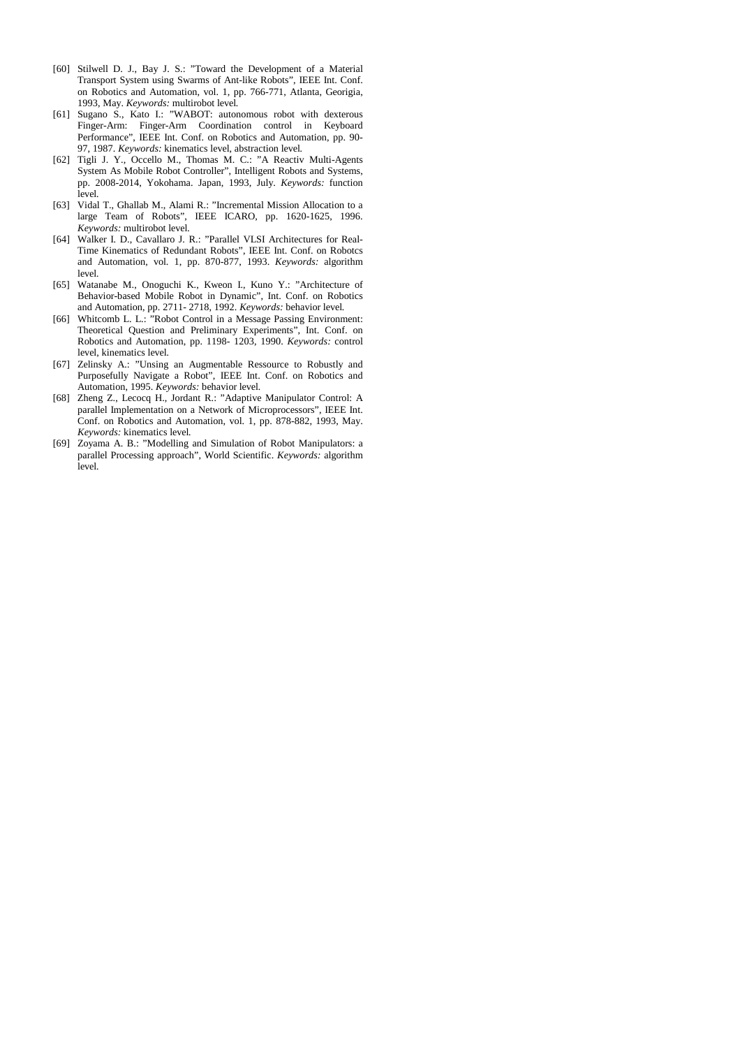[60] Stilwell D. J., Bay J. S.: "Toward the Development of a Material Transport System using Swarms of Ant-like Robots", IEEE Int. Conf. on Robotics and Automation, vol. 1, pp. 766-771, Atlanta, Georigia, 1993, May. *Keywords:* multirobot level.

[61] Sugano S., Kato I.: "WABOT: autonomous robot with dexterous Finger-Arm: Finger-Arm Coordination control in Keyboard Performance", IEEE Int. Conf. on Robotics and Automation, pp. 90-97, 1987. *Keywords:* kinematics level, abstraction level.

[62] Tigli J. Y., Occello M., Thomas M. C.: "A Reactiv Multi-Agents System As Mobile Robot Controller", Intelligent Robots and Systems, pp. 2008-2014, Yokohama. Japan, 1993, July. *Keywords:* function level.

[63] Vidal T., Ghallab M., Alami R.: "Incremental Mission Allocation to a large Team of Robots", IEEE ICARO, pp. 1620-1625, 1996. *Keywords:* multirobot level.

[64] Walker I. D., Cavallaro J. R.: "Parallel VLSI Architectures for Real-Time Kinematics of Redundant Robots", IEEE Int. Conf. on Robotcs and Automation, vol. 1, pp. 870-877, 1993. *Keywords:* algorithm level.

[65] Watanabe M., Onoguchi K., Kweon I., Kuno Y.: "Architecture of Behavior-based Mobile Robot in Dynamic", Int. Conf. on Robotics and Automation, pp. 2711- 2718, 1992. *Keywords:* behavior level.

[66] Whitcomb L. L.: "Robot Control in a Message Passing Environment: Theoretical Question and Preliminary Experiments", Int. Conf. on Robotics and Automation, pp. 1198- 1203, 1990. *Keywords:* control level, kinematics level.

[67] Zelinsky A.: "Unsing an Augmentable Ressource to Robustly and Purposefully Navigate a Robot", IEEE Int. Conf. on Robotics and Automation, 1995. *Keywords:* behavior level.

[68] Zheng Z., Lecocq H., Jordant R.: "Adaptive Manipulator Control: A parallel Implementation on a Network of Microprocessors", IEEE Int. Conf. on Robotics and Automation, vol. 1, pp. 878-882, 1993, May. *Keywords:* kinematics level.

[69] Zoyama A. B.: "Modelling and Simulation of Robot Manipulators: a parallel Processing approach", World Scientific. *Keywords:* algorithm level.